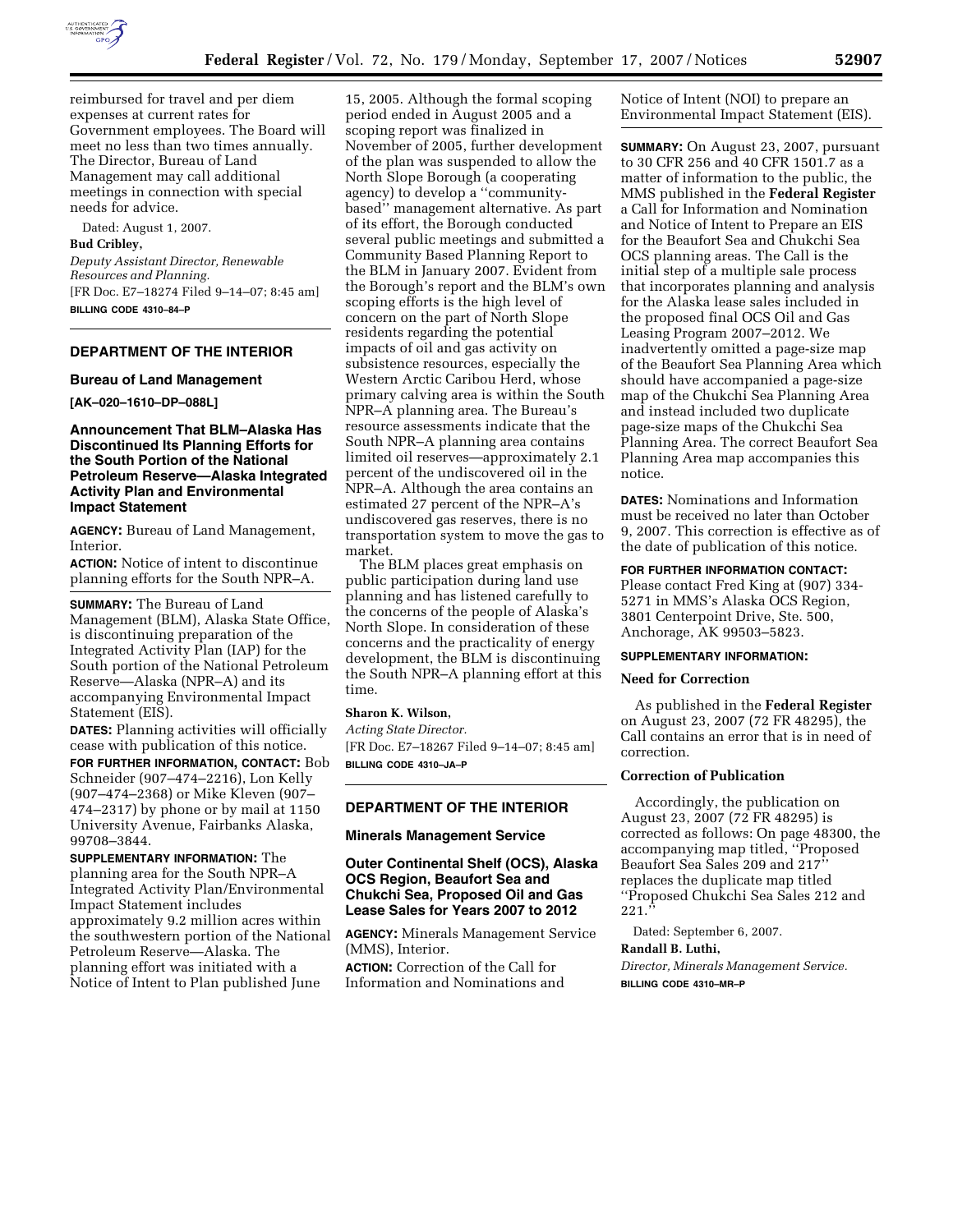reimbursed for travel and per diem expenses at current rates for Government employees. The Board will meet no less than two times annually. The Director, Bureau of Land Management may call additional meetings in connection with special needs for advice.

Dated: August 1, 2007.

**Bud Cribley,**

*Deputy Assistant Director, Renewable Resources and Planning.*

[FR Doc. E7–18274 Filed 9–14–07; 8:45 am]

**BILLING CODE 4310–84–P**

---

## DEPARTMENT OF THE INTERIOR

### Bureau of Land Management

**[AK–020–1610–DP–088L]**

### Announcement That BLM–Alaska Has Discontinued Its Planning Efforts for the South Portion of the National Petroleum Reserve—Alaska Integrated Activity Plan and Environmental Impact Statement

**AGENCY:** Bureau of Land Management, Interior.

**ACTION:** Notice of intent to discontinue planning efforts for the South NPR–A.

**SUMMARY:** The Bureau of Land Management (BLM), Alaska State Office, is discontinuing preparation of the Integrated Activity Plan (IAP) for the South portion of the National Petroleum Reserve—Alaska (NPR–A) and its accompanying Environmental Impact Statement (EIS).

**DATES:** Planning activities will officially cease with publication of this notice.

**FOR FURTHER INFORMATION, CONTACT:** Bob Schneider (907–474–2216), Lon Kelly (907–474–2368) or Mike Kleven (907–474–2317) by phone or by mail at 1150 University Avenue, Fairbanks Alaska, 99708–3844.

**SUPPLEMENTARY INFORMATION:** The planning area for the South NPR–A Integrated Activity Plan/Environmental Impact Statement includes approximately 9.2 million acres within the southwestern portion of the National Petroleum Reserve—Alaska. The planning effort was initiated with a Notice of Intent to Plan published June 15, 2005. Although the formal scoping period ended in August 2005 and a scoping report was finalized in November of 2005, further development of the plan was suspended to allow the North Slope Borough (a cooperating agency) to develop a ''community-based'' management alternative. As part of its effort, the Borough conducted several public meetings and submitted a Community Based Planning Report to the BLM in January 2007. Evident from the Borough's report and the BLM's own scoping efforts is the high level of concern on the part of North Slope residents regarding the potential impacts of oil and gas activity on subsistence resources, especially the Western Arctic Caribou Herd, whose primary calving area is within the South NPR–A planning area. The Bureau's resource assessments indicate that the South NPR–A planning area contains limited oil reserves—approximately 2.1 percent of the undiscovered oil in the NPR–A. Although the area contains an estimated 27 percent of the NPR–A's undiscovered gas reserves, there is no transportation system to move the gas to market.

The BLM places great emphasis on public participation during land use planning and has listened carefully to the concerns of the people of Alaska's North Slope. In consideration of these concerns and the practicality of energy development, the BLM is discontinuing the South NPR–A planning effort at this time.

**Sharon K. Wilson,**

*Acting State Director.*

[FR Doc. E7–18267 Filed 9–14–07; 8:45 am]

**BILLING CODE 4310–JA–P**

---

## DEPARTMENT OF THE INTERIOR

### Minerals Management Service

### Outer Continental Shelf (OCS), Alaska OCS Region, Beaufort Sea and Chukchi Sea, Proposed Oil and Gas Lease Sales for Years 2007 to 2012

**AGENCY:** Minerals Management Service (MMS), Interior.

**ACTION:** Correction of the Call for Information and Nominations and Notice of Intent (NOI) to prepare an Environmental Impact Statement (EIS).

**SUMMARY:** On August 23, 2007, pursuant to 30 CFR 256 and 40 CFR 1501.7 as a matter of information to the public, the MMS published in the **Federal Register** a Call for Information and Nomination and Notice of Intent to Prepare an EIS for the Beaufort Sea and Chukchi Sea OCS planning areas. The Call is the initial step of a multiple sale process that incorporates planning and analysis for the Alaska lease sales included in the proposed final OCS Oil and Gas Leasing Program 2007–2012. We inadvertently omitted a page-size map of the Beaufort Sea Planning Area which should have accompanied a page-size map of the Chukchi Sea Planning Area and instead included two duplicate page-size maps of the Chukchi Sea Planning Area. The correct Beaufort Sea Planning Area map accompanies this notice.

**DATES:** Nominations and Information must be received no later than October 9, 2007. This correction is effective as of the date of publication of this notice.

**FOR FURTHER INFORMATION CONTACT:** Please contact Fred King at (907) 334-5271 in MMS's Alaska OCS Region, 3801 Centerpoint Drive, Ste. 500, Anchorage, AK 99503–5823.

**SUPPLEMENTARY INFORMATION:**

#### Need for Correction

As published in the **Federal Register** on August 23, 2007 (72 FR 48295), the Call contains an error that is in need of correction.

#### Correction of Publication

Accordingly, the publication on August 23, 2007 (72 FR 48295) is corrected as follows: On page 48300, the accompanying map titled, ''Proposed Beaufort Sea Sales 209 and 217'' replaces the duplicate map titled ''Proposed Chukchi Sea Sales 212 and 221.''

Dated: September 6, 2007.

**Randall B. Luthi,**

*Director, Minerals Management Service.*

**BILLING CODE 4310–MR–P**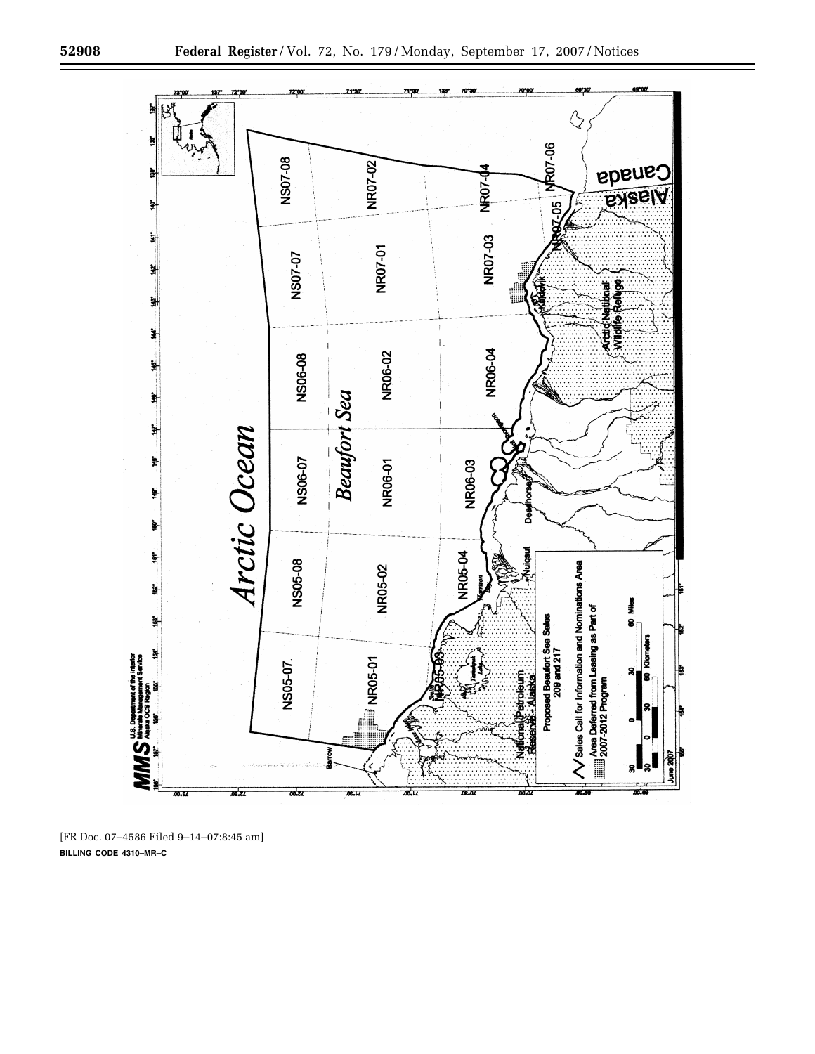MMS U.S. Department of the Interior
Minerals Management Service
Alaska OCS Region

Arctic Ocean

Beaufort Sea

NS05-07
NS05-08
NS06-07
NS06-08
NS07-07
NS07-08
NR05-01
NR05-02
NR05-03
NR05-04
NR06-01
NR06-02
NR06-03
NR06-04
NR07-01
NR07-02
NR07-03
NR07-04
NR07-05
NR07-06

Barrow
Nuiqsut
Deadhorse
Kaktovik
Canada
Alaska
Arctic National Wildlife Refuge
National Petroleum Reserve - Alaska

Proposed Beaufort Sea Sales 209 and 217

Sales Call for Information and Nominations Area

Area Deferred from Leasing as Part of 2007-2012 Program

60 Miles
60 Kilometers

June 2007

[FR Doc. 07–4586 Filed 9–14–07;8:45 am]

**BILLING CODE 4310–MR–C**